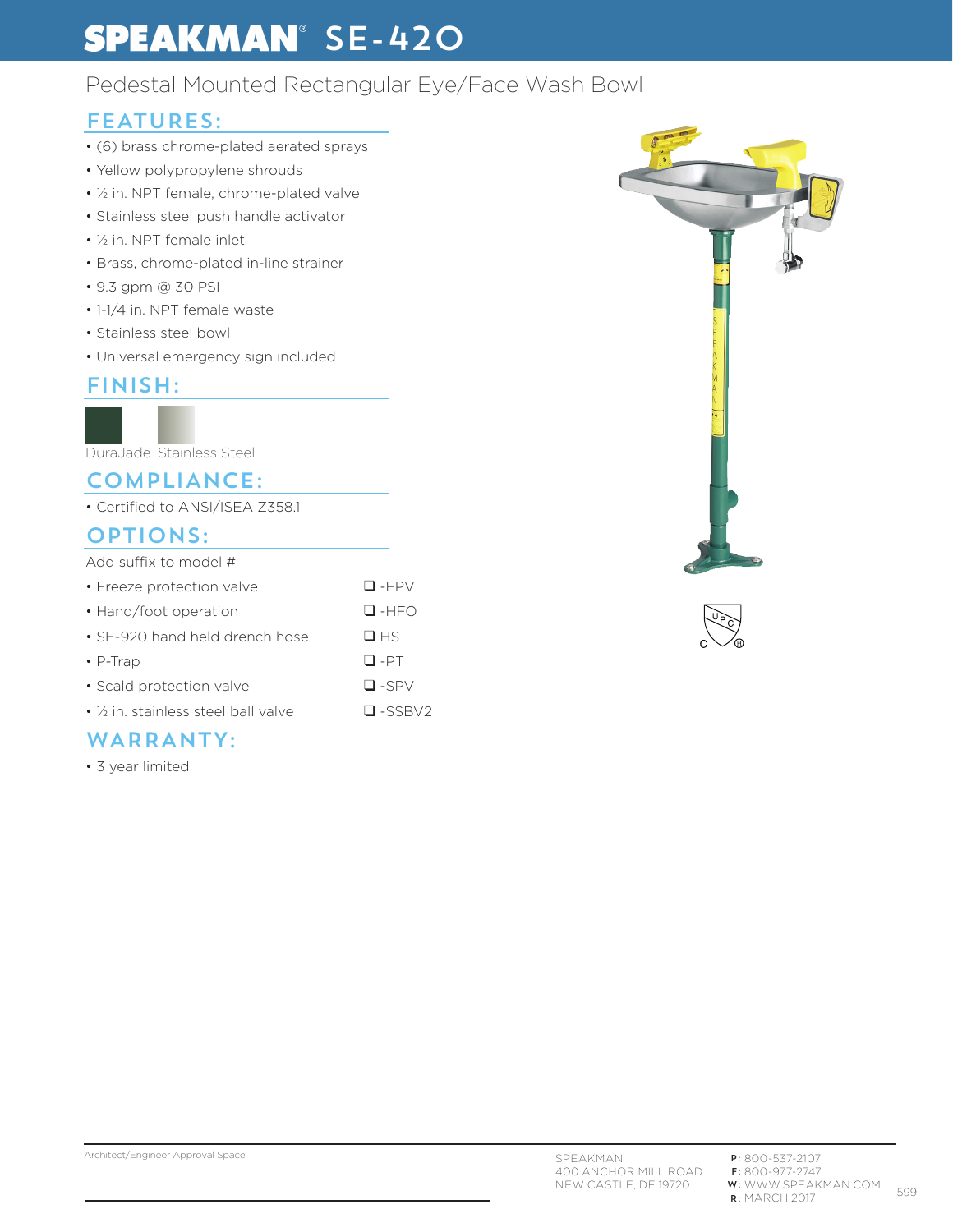# SPEAKMAN® SE-420

Pedestal Mounted Rectangular Eye/Face Wash Bowl

## FEATURES:

- (6) brass chrome-plated aerated sprays
- Yellow polypropylene shrouds
- ½ in. NPT female, chrome-plated valve
- Stainless steel push handle activator
- ½ in. NPT female inlet
- Brass, chrome-plated in-line strainer
- 9.3 gpm @ 30 PSI
- 1-1/4 in. NPT female waste
- Stainless steel bowl
- Universal emergency sign included

## FINISH:

DuraJade Stainless Steel

## COMPLIANCE:

- Certified to ANSI/ISEA Z358.1

## OPTIONS:

Add suffix to model #

| Option | Suffix |
|---|---|
| Freeze protection valve | ❑ -FPV |
| Hand/foot operation | ❑ -HFO |
| SE-920 hand held drench hose | ❑ HS |
| P-Trap | ❑ -PT |
| Scald protection valve | ❑ -SPV |
| ½ in. stainless steel ball valve | ❑ -SSBV2 |

## WARRANTY:

- 3 year limited

Architect/Engineer Approval Space:

SPEAKMAN
400 ANCHOR MILL ROAD
NEW CASTLE, DE 19720

**P:** 800-537-2107
**F:** 800-977-2747
**W:** WWW.SPEAKMAN.COM
**R:** MARCH 2017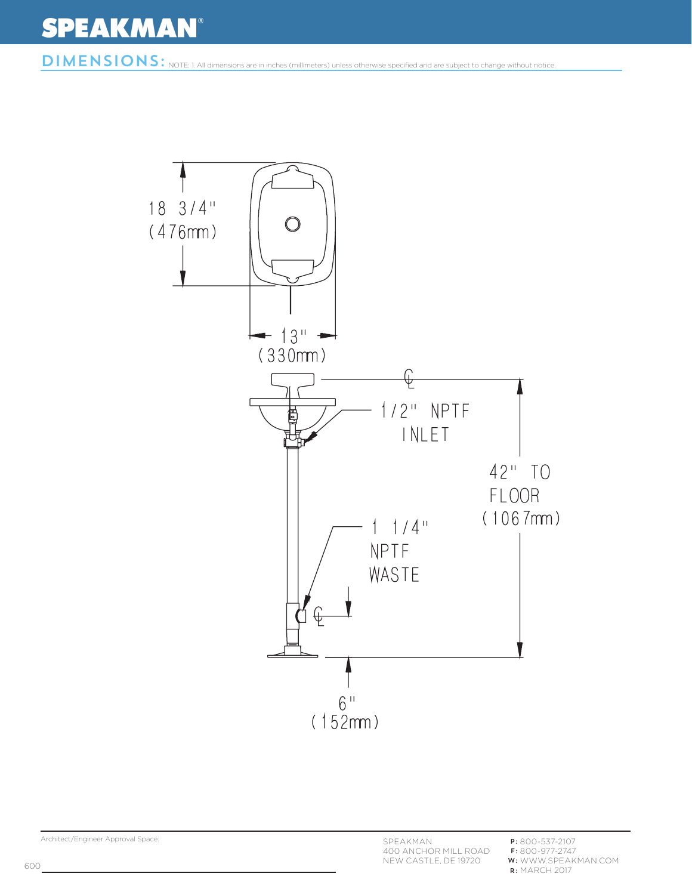## DIMENSIONS:

NOTE: 1. All dimensions are in inches (millimeters) unless otherwise specified and are subject to change without notice.

18 3/4" (476mm)

13" (330mm)

1/2" NPTF INLET

42" TO FLOOR (1067mm)

1 1/4" NPTF WASTE

6" (152mm)

Architect/Engineer Approval Space:

SPEAKMAN
400 ANCHOR MILL ROAD
NEW CASTLE, DE 19720

**P:** 800-537-2107
**F:** 800-977-2747
**W:** WWW.SPEAKMAN.COM
**R:** MARCH 2017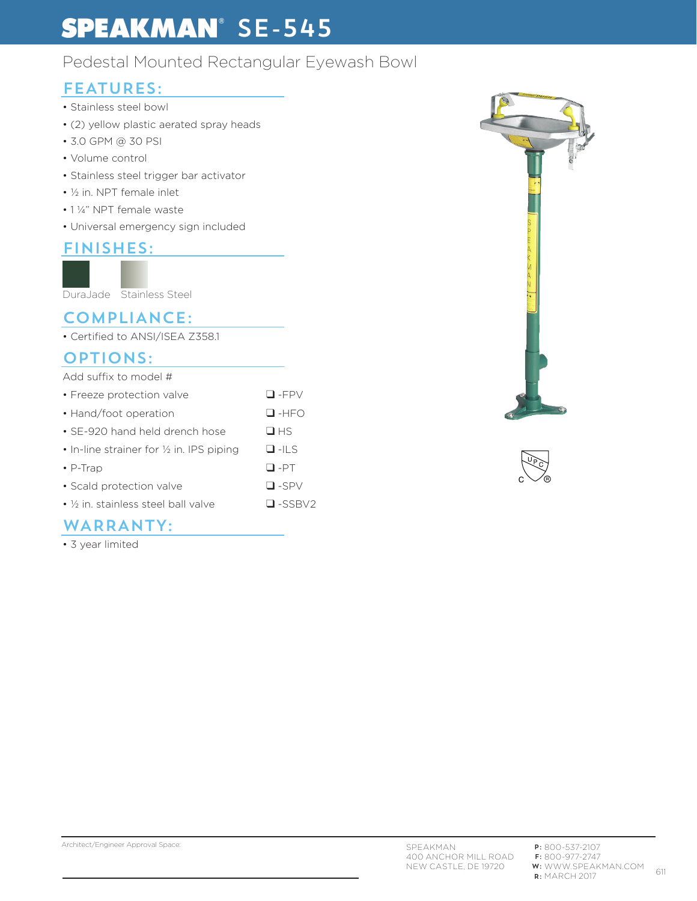# SPEAKMAN® SE-545

Pedestal Mounted Rectangular Eyewash Bowl

## FEATURES:

- Stainless steel bowl
- (2) yellow plastic aerated spray heads
- 3.0 GPM @ 30 PSI
- Volume control
- Stainless steel trigger bar activator
- ½ in. NPT female inlet
- 1 ¼" NPT female waste
- Universal emergency sign included

## FINISHES:

DuraJade    Stainless Steel

## COMPLIANCE:

- Certified to ANSI/ISEA Z358.1

## OPTIONS:

Add suffix to model #

| Option | Suffix |
|---|---|
| • Freeze protection valve | ❑ -FPV |
| • Hand/foot operation | ❑ -HFO |
| • SE-920 hand held drench hose | ❑ HS |
| • In-line strainer for ½ in. IPS piping | ❑ -ILS |
| • P-Trap | ❑ -PT |
| • Scald protection valve | ❑ -SPV |
| • ½ in. stainless steel ball valve | ❑ -SSBV2 |

## WARRANTY:

- 3 year limited

Architect/Engineer Approval Space:

SPEAKMAN
400 ANCHOR MILL ROAD
NEW CASTLE, DE 19720

**P:** 800-537-2107
**F:** 800-977-2747
**W:** WWW.SPEAKMAN.COM
**R:** MARCH 2017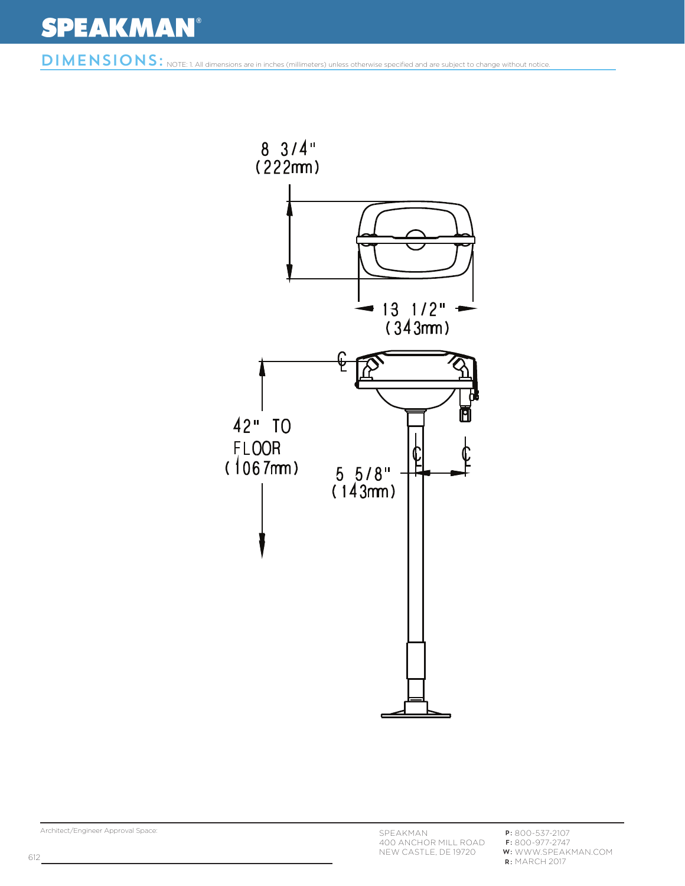## DIMENSIONS:

NOTE: 1. All dimensions are in inches (millimeters) unless otherwise specified and are subject to change without notice.

8 3/4"
(222mm)

13 1/2"
(343mm)

42" TO
FLOOR
(1067mm)

5 5/8"
(143mm)

Architect/Engineer Approval Space:

SPEAKMAN
400 ANCHOR MILL ROAD
NEW CASTLE, DE 19720

**P:** 800-537-2107
**F:** 800-977-2747
**W:** WWW.SPEAKMAN.COM
**R:** MARCH 2017